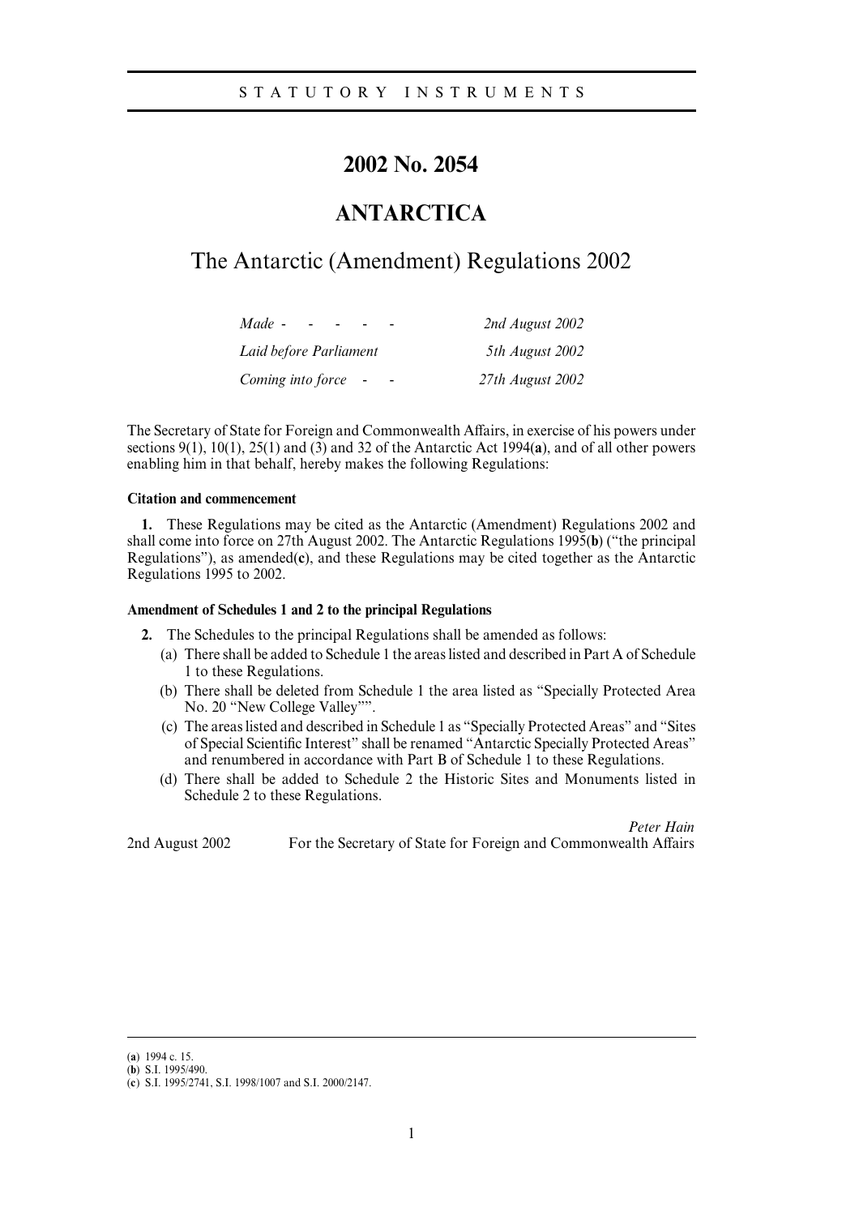STATUTORY INSTRUMENTS

# 2002 No. 2054

# ANTARCTICA

## The Antarctic (Amendment) Regulations 2002

| | |
|---|---|
| *Made* - - - - - | *2nd August 2002* |
| *Laid before Parliament* | *5th August 2002* |
| *Coming into force* - - | *27th August 2002* |

The Secretary of State for Foreign and Commonwealth Affairs, in exercise of his powers under sections 9(1), 10(1), 25(1) and (3) and 32 of the Antarctic Act 1994(**a**), and of all other powers enabling him in that behalf, hereby makes the following Regulations:

**Citation and commencement**

**1.** These Regulations may be cited as the Antarctic (Amendment) Regulations 2002 and shall come into force on 27th August 2002. The Antarctic Regulations 1995(**b**) ("the principal Regulations"), as amended(**c**), and these Regulations may be cited together as the Antarctic Regulations 1995 to 2002.

**Amendment of Schedules 1 and 2 to the principal Regulations**

**2.** The Schedules to the principal Regulations shall be amended as follows:

(a) There shall be added to Schedule 1 the areas listed and described in Part A of Schedule 1 to these Regulations.

(b) There shall be deleted from Schedule 1 the area listed as "Specially Protected Area No. 20 "New College Valley"".

(c) The areas listed and described in Schedule 1 as "Specially Protected Areas" and "Sites of Special Scientific Interest" shall be renamed "Antarctic Specially Protected Areas" and renumbered in accordance with Part B of Schedule 1 to these Regulations.

(d) There shall be added to Schedule 2 the Historic Sites and Monuments listed in Schedule 2 to these Regulations.

*Peter Hain*

2nd August 2002 — For the Secretary of State for Foreign and Commonwealth Affairs

---

(**a**) 1994 c. 15.
(**b**) S.I. 1995/490.
(**c**) S.I. 1995/2741, S.I. 1998/1007 and S.I. 2000/2147.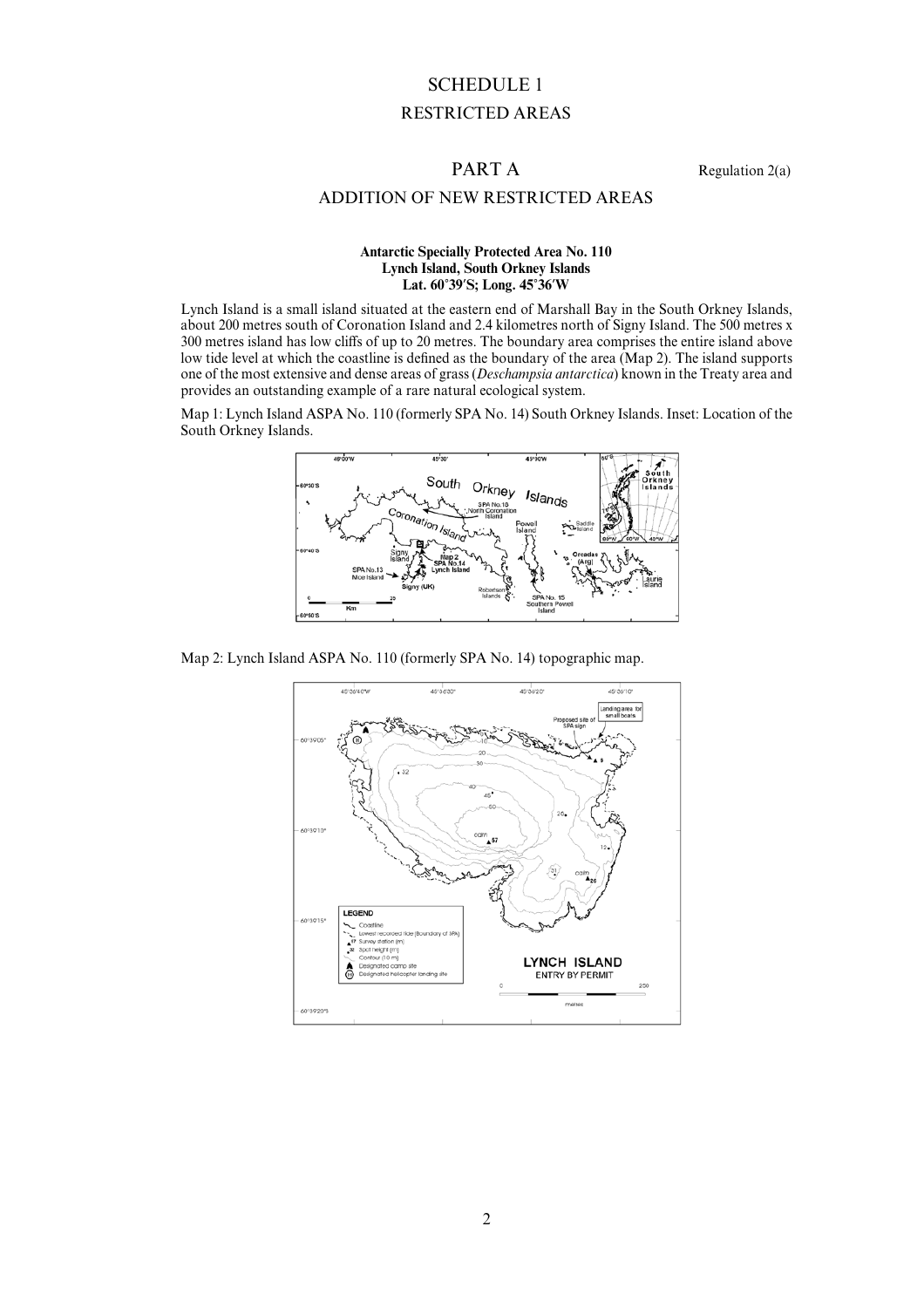# SCHEDULE 1

## RESTRICTED AREAS

## PART A

Regulation 2(a)

## ADDITION OF NEW RESTRICTED AREAS

**Antarctic Specially Protected Area No. 110**
**Lynch Island, South Orkney Islands**
**Lat. 60°39′S; Long. 45°36′W**

Lynch Island is a small island situated at the eastern end of Marshall Bay in the South Orkney Islands, about 200 metres south of Coronation Island and 2.4 kilometres north of Signy Island. The 500 metres x 300 metres island has low cliffs of up to 20 metres. The boundary area comprises the entire island above low tide level at which the coastline is defined as the boundary of the area (Map 2). The island supports one of the most extensive and dense areas of grass (*Deschampsia antarctica*) known in the Treaty area and provides an outstanding example of a rare natural ecological system.

Map 1: Lynch Island ASPA No. 110 (formerly SPA No. 14) South Orkney Islands. Inset: Location of the South Orkney Islands.

Map 2: Lynch Island ASPA No. 110 (formerly SPA No. 14) topographic map.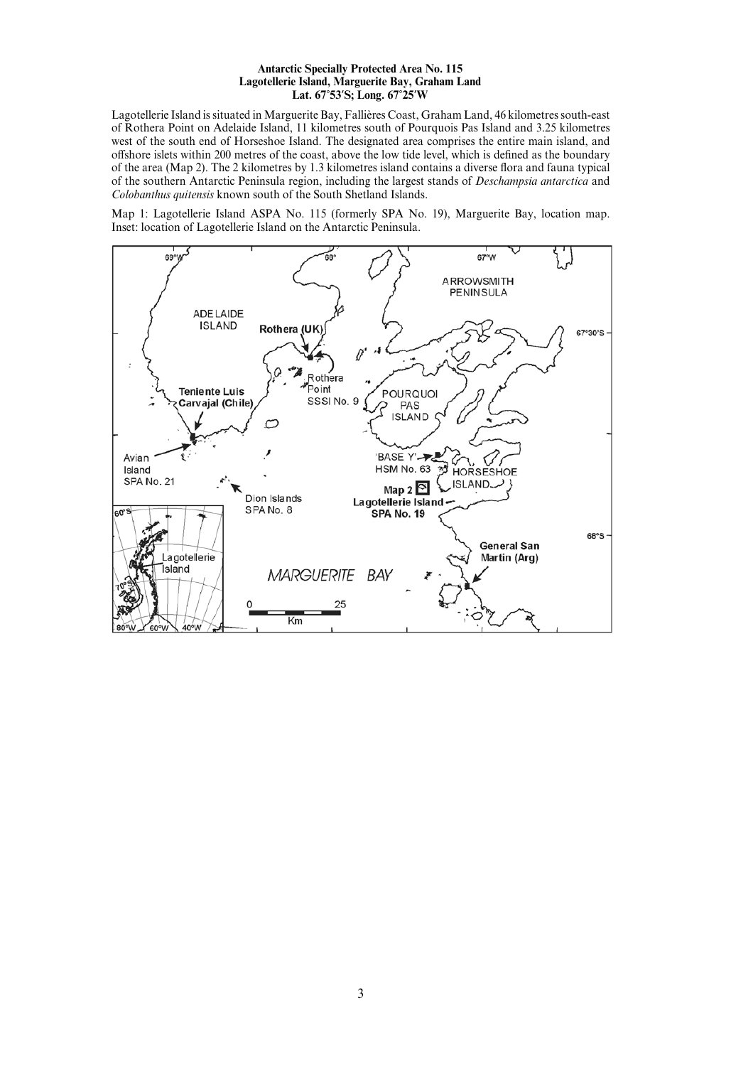**Antarctic Specially Protected Area No. 115**
**Lagotellerie Island, Marguerite Bay, Graham Land**
**Lat. 67°53′S; Long. 67°25′W**

Lagotellerie Island is situated in Marguerite Bay, Fallières Coast, Graham Land, 46 kilometres south-east of Rothera Point on Adelaide Island, 11 kilometres south of Pourquois Pas Island and 3.25 kilometres west of the south end of Horseshoe Island. The designated area comprises the entire main island, and offshore islets within 200 metres of the coast, above the low tide level, which is defined as the boundary of the area (Map 2). The 2 kilometres by 1.3 kilometres island contains a diverse flora and fauna typical of the southern Antarctic Peninsula region, including the largest stands of *Deschampsia antarctica* and *Colobanthus quitensis* known south of the South Shetland Islands.

Map 1: Lagotellerie Island ASPA No. 115 (formerly SPA No. 19), Marguerite Bay, location map. Inset: location of Lagotellerie Island on the Antarctic Peninsula.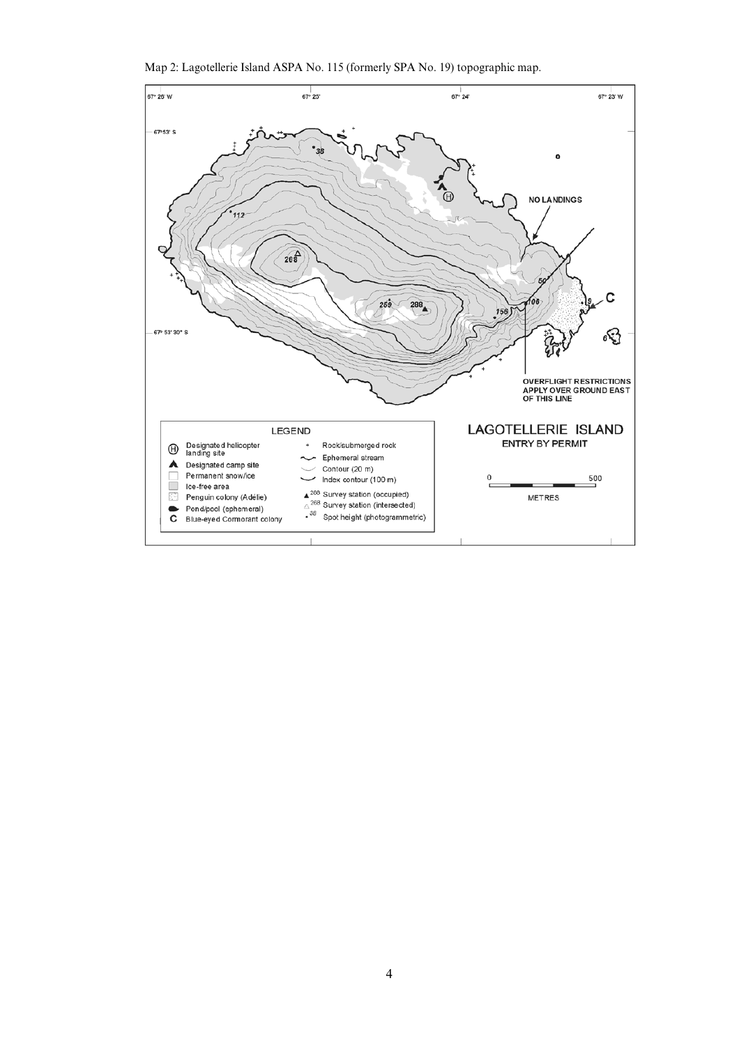Map 2: Lagotellerie Island ASPA No. 115 (formerly SPA No. 19) topographic map.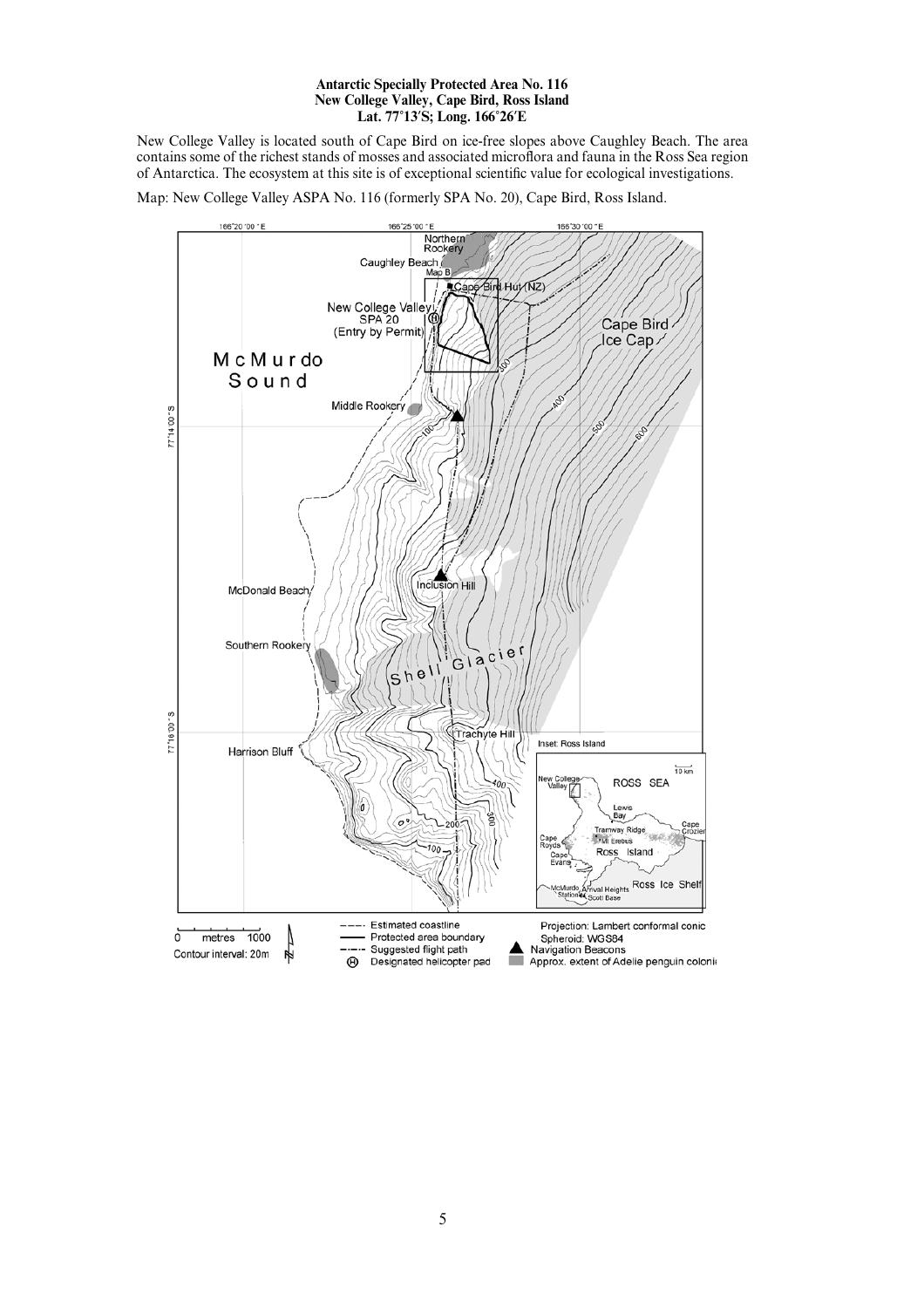**Antarctic Specially Protected Area No. 116**
**New College Valley, Cape Bird, Ross Island**
**Lat. 77°13′S; Long. 166°26′E**

New College Valley is located south of Cape Bird on ice-free slopes above Caughley Beach. The area contains some of the richest stands of mosses and associated microflora and fauna in the Ross Sea region of Antarctica. The ecosystem at this site is of exceptional scientific value for ecological investigations.

Map: New College Valley ASPA No. 116 (formerly SPA No. 20), Cape Bird, Ross Island.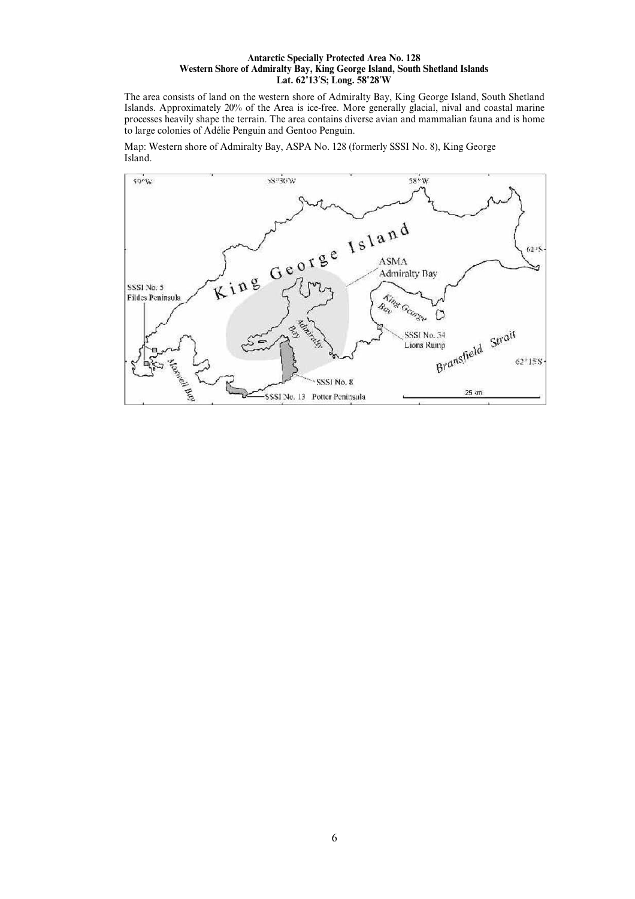**Antarctic Specially Protected Area No. 128**
**Western Shore of Admiralty Bay, King George Island, South Shetland Islands**
**Lat. 62°13′S; Long. 58°28′W**

The area consists of land on the western shore of Admiralty Bay, King George Island, South Shetland Islands. Approximately 20% of the Area is ice-free. More generally glacial, nival and coastal marine processes heavily shape the terrain. The area contains diverse avian and mammalian fauna and is home to large colonies of Adélie Penguin and Gentoo Penguin.

Map: Western shore of Admiralty Bay, ASPA No. 128 (formerly SSSI No. 8), King George Island.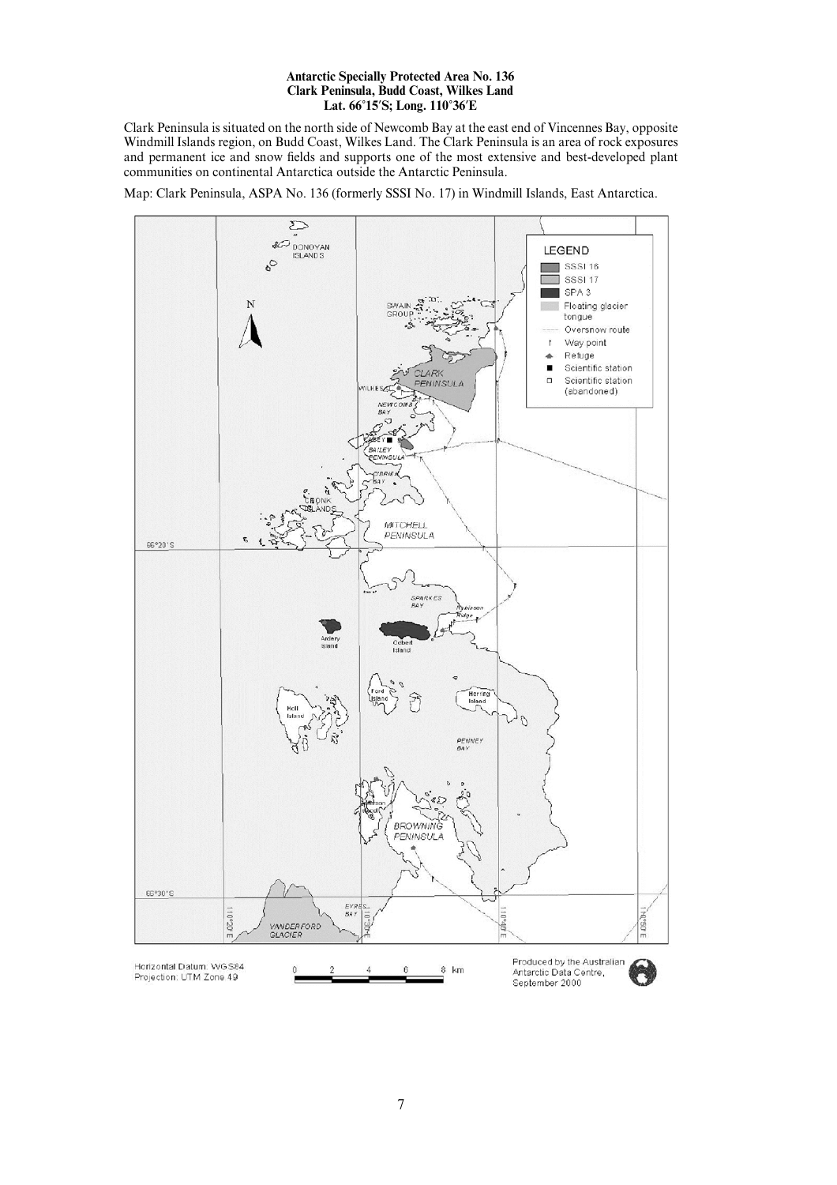**Antarctic Specially Protected Area No. 136**
**Clark Peninsula, Budd Coast, Wilkes Land**
**Lat. 66°15′S; Long. 110°36′E**

Clark Peninsula is situated on the north side of Newcomb Bay at the east end of Vincennes Bay, opposite Windmill Islands region, on Budd Coast, Wilkes Land. The Clark Peninsula is an area of rock exposures and permanent ice and snow fields and supports one of the most extensive and best-developed plant communities on continental Antarctica outside the Antarctic Peninsula.

Map: Clark Peninsula, ASPA No. 136 (formerly SSSI No. 17) in Windmill Islands, East Antarctica.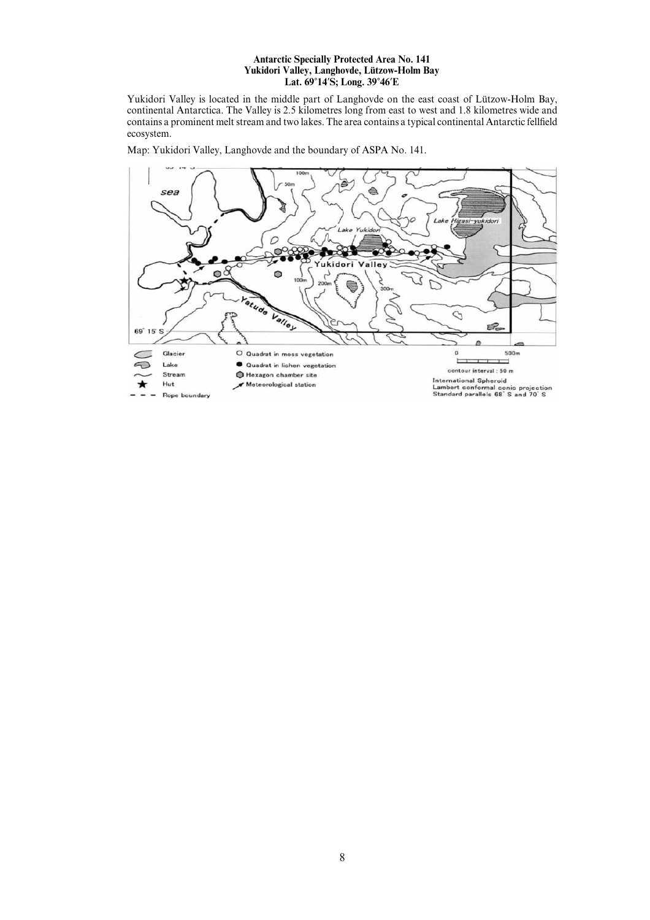**Antarctic Specially Protected Area No. 141**
**Yukidori Valley, Langhovde, Lützow-Holm Bay**
**Lat. 69°14′S; Long. 39°46′E**

Yukidori Valley is located in the middle part of Langhovde on the east coast of Lützow-Holm Bay, continental Antarctica. The Valley is 2.5 kilometres long from east to west and 1.8 kilometres wide and contains a prominent melt stream and two lakes. The area contains a typical continental Antarctic fellfield ecosystem.

Map: Yukidori Valley, Langhovde and the boundary of ASPA No. 141.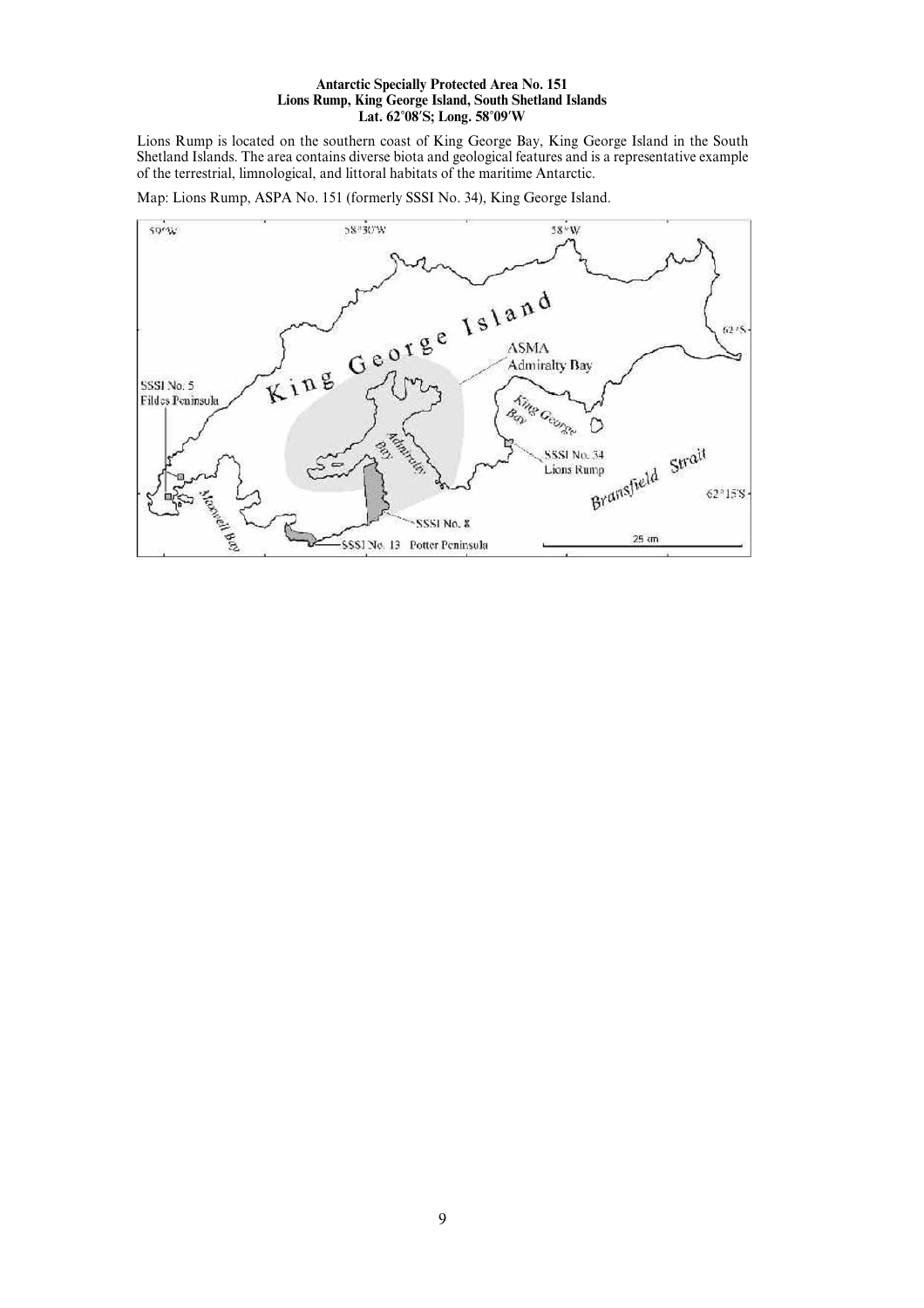**Antarctic Specially Protected Area No. 151**
**Lions Rump, King George Island, South Shetland Islands**
**Lat. 62°08′S; Long. 58°09′W**

Lions Rump is located on the southern coast of King George Bay, King George Island in the South Shetland Islands. The area contains diverse biota and geological features and is a representative example of the terrestrial, limnological, and littoral habitats of the maritime Antarctic.

Map: Lions Rump, ASPA No. 151 (formerly SSSI No. 34), King George Island.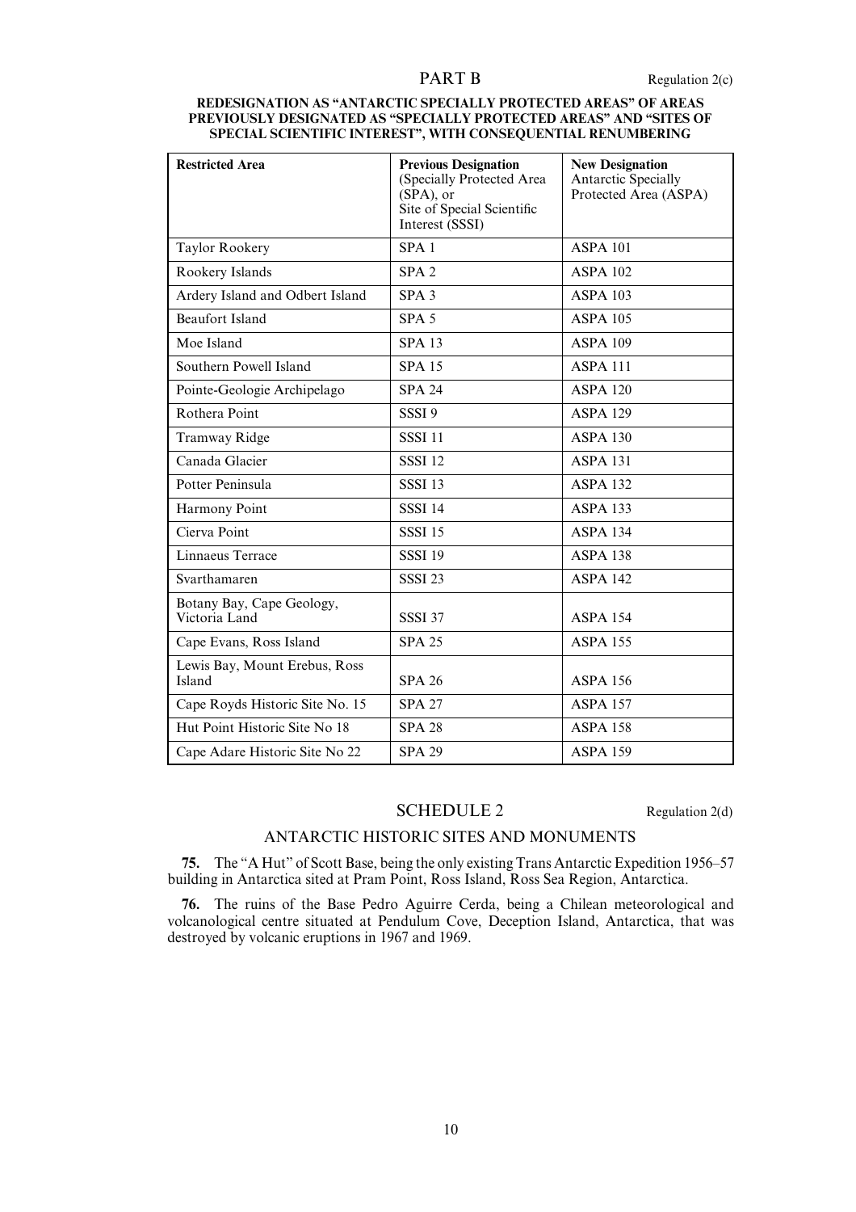## PART B

Regulation 2(c)

**REDESIGNATION AS "ANTARCTIC SPECIALLY PROTECTED AREAS" OF AREAS PREVIOUSLY DESIGNATED AS "SPECIALLY PROTECTED AREAS" AND "SITES OF SPECIAL SCIENTIFIC INTEREST", WITH CONSEQUENTIAL RENUMBERING**

| **Restricted Area** | **Previous Designation** (Specially Protected Area (SPA), or Site of Special Scientific Interest (SSSI) | **New Designation** Antarctic Specially Protected Area (ASPA) |
|---|---|---|
| Taylor Rookery | SPA 1 | ASPA 101 |
| Rookery Islands | SPA 2 | ASPA 102 |
| Ardery Island and Odbert Island | SPA 3 | ASPA 103 |
| Beaufort Island | SPA 5 | ASPA 105 |
| Moe Island | SPA 13 | ASPA 109 |
| Southern Powell Island | SPA 15 | ASPA 111 |
| Pointe-Geologie Archipelago | SPA 24 | ASPA 120 |
| Rothera Point | SSSI 9 | ASPA 129 |
| Tramway Ridge | SSSI 11 | ASPA 130 |
| Canada Glacier | SSSI 12 | ASPA 131 |
| Potter Peninsula | SSSI 13 | ASPA 132 |
| Harmony Point | SSSI 14 | ASPA 133 |
| Cierva Point | SSSI 15 | ASPA 134 |
| Linnaeus Terrace | SSSI 19 | ASPA 138 |
| Svarthamaren | SSSI 23 | ASPA 142 |
| Botany Bay, Cape Geology, Victoria Land | SSSI 37 | ASPA 154 |
| Cape Evans, Ross Island | SPA 25 | ASPA 155 |
| Lewis Bay, Mount Erebus, Ross Island | SPA 26 | ASPA 156 |
| Cape Royds Historic Site No. 15 | SPA 27 | ASPA 157 |
| Hut Point Historic Site No 18 | SPA 28 | ASPA 158 |
| Cape Adare Historic Site No 22 | SPA 29 | ASPA 159 |

## SCHEDULE 2

Regulation 2(d)

### ANTARCTIC HISTORIC SITES AND MONUMENTS

**75.** The "A Hut" of Scott Base, being the only existing Trans Antarctic Expedition 1956–57 building in Antarctica sited at Pram Point, Ross Island, Ross Sea Region, Antarctica.

**76.** The ruins of the Base Pedro Aguirre Cerda, being a Chilean meteorological and volcanological centre situated at Pendulum Cove, Deception Island, Antarctica, that was destroyed by volcanic eruptions in 1967 and 1969.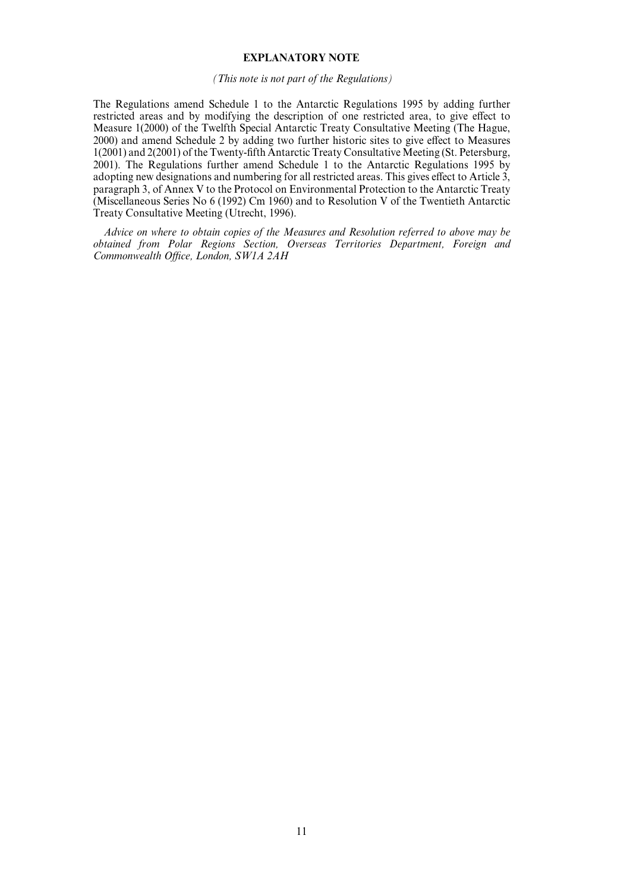## EXPLANATORY NOTE

*(This note is not part of the Regulations)*

The Regulations amend Schedule 1 to the Antarctic Regulations 1995 by adding further restricted areas and by modifying the description of one restricted area, to give effect to Measure 1(2000) of the Twelfth Special Antarctic Treaty Consultative Meeting (The Hague, 2000) and amend Schedule 2 by adding two further historic sites to give effect to Measures 1(2001) and 2(2001) of the Twenty-fifth Antarctic Treaty Consultative Meeting (St. Petersburg, 2001). The Regulations further amend Schedule 1 to the Antarctic Regulations 1995 by adopting new designations and numbering for all restricted areas. This gives effect to Article 3, paragraph 3, of Annex V to the Protocol on Environmental Protection to the Antarctic Treaty (Miscellaneous Series No 6 (1992) Cm 1960) and to Resolution V of the Twentieth Antarctic Treaty Consultative Meeting (Utrecht, 1996).

*Advice on where to obtain copies of the Measures and Resolution referred to above may be obtained from Polar Regions Section, Overseas Territories Department, Foreign and Commonwealth Office, London, SW1A 2AH*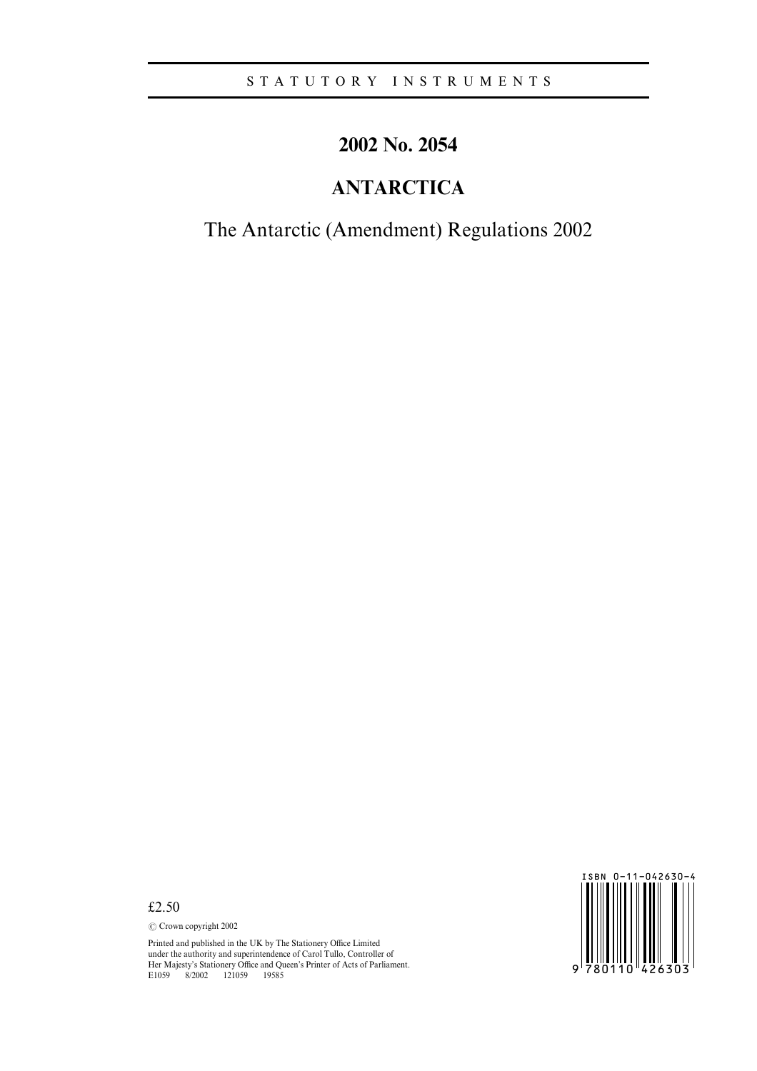STATUTORY INSTRUMENTS

# 2002 No. 2054

# ANTARCTICA

## The Antarctic (Amendment) Regulations 2002

£2.50

© Crown copyright 2002

Printed and published in the UK by The Stationery Office Limited
under the authority and superintendence of Carol Tullo, Controller of
Her Majesty's Stationery Office and Queen's Printer of Acts of Parliament.
E1059 8/2002 121059 19585

ISBN 0-11-042630-4

9 780110 426303